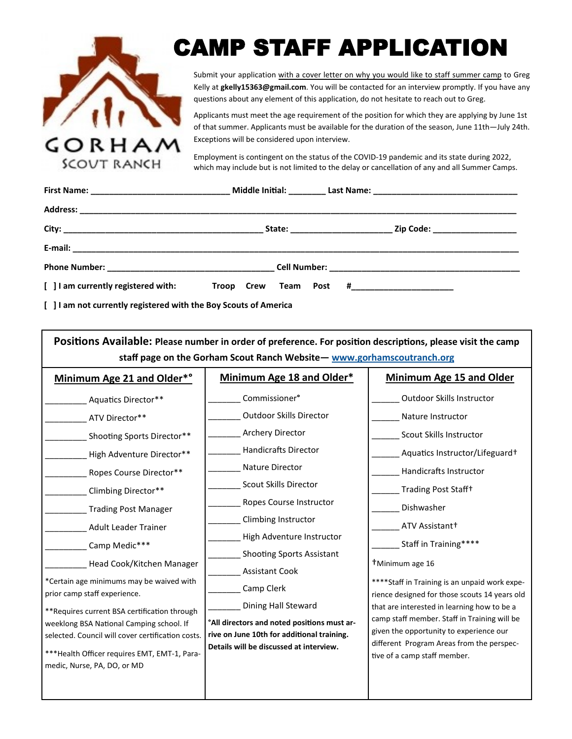GORHAM SCOUT RANCH

# CAMP STAFF APPLICATION

Submit your application with a cover letter on why you would like to staff summer camp to Greg Kelly at **gkelly15363@gmail.com**. You will be contacted for an interview promptly. If you have any questions about any element of this application, do not hesitate to reach out to Greg.

Applicants must meet the age requirement of the position for which they are applying by June 1st of that summer. Applicants must be available for the duration of the season, June 11th—July 24th. Exceptions will be considered upon interview.

Employment is contingent on the status of the COVID-19 pandemic and its state during 2022, which may include but is not limited to the delay or cancellation of any and all Summer Camps.

**First Name:** ____________________________ **Middle Initial:** ________ **Last Name:** ______________________________

**Address:** __________________________________________________________________________________________

**City:** __________________________________________ **State:** ______________________ **Zip Code:** __________________

**E-mail:** ___________________________________________________________________________________________

**Phone Number:** ___________________________________ **Cell Number:** _________________________________________

**[ ] I am currently registered with:** **Troop** **Crew** **Team** **Post** **#**______________________

**[ ] I am not currently registered with the Boy Scouts of America**

**Positions Available: Please number in order of preference. For position descriptions, please visit the camp staff page on the Gorham Scout Ranch Website— www.gorhamscoutranch.org**

| **Minimum Age 21 and Older*°** | **Minimum Age 18 and Older*** | **Minimum Age 15 and Older** |
|---|---|---|
| _________ Aquatics Director** | _______ Commissioner° | ______ Outdoor Skills Instructor |
| _________ ATV Director** | _______ Outdoor Skills Director | ______ Nature Instructor |
| _________ Shooting Sports Director** | _______ Archery Director | ______ Scout Skills Instructor |
| _________ High Adventure Director** | _______ Handicrafts Director | ______ Aquatics Instructor/Lifeguard† |
| _________ Ropes Course Director** | _______ Nature Director | ______ Handicrafts Instructor |
| _________ Climbing Director** | _______ Scout Skills Director | ______ Trading Post Staff† |
| _________ Trading Post Manager | _______ Ropes Course Instructor | ______ Dishwasher |
| _________ Adult Leader Trainer | _______ Climbing Instructor | ______ ATV Assistant† |
| _________ Camp Medic*** | _______ High Adventure Instructor | ______ Staff in Training**** |
| _________ Head Cook/Kitchen Manager | _______ Shooting Sports Assistant | |
| | _______ Assistant Cook | |
| | _______ Camp Clerk | |
| | _______ Dining Hall Steward | |

*Certain age minimums may be waived with prior camp staff experience.

**Requires current BSA certification through weeklong BSA National Camping school. If selected. Council will cover certification costs.

***Health Officer requires EMT, EMT-1, Paramedic, Nurse, PA, DO, or MD

**°All directors and noted positions must arrive on June 10th for additional training. Details will be discussed at interview.**

†Minimum age 16

****Staff in Training is an unpaid work experience designed for those scouts 14 years old that are interested in learning how to be a camp staff member. Staff in Training will be given the opportunity to experience our different Program Areas from the perspective of a camp staff member.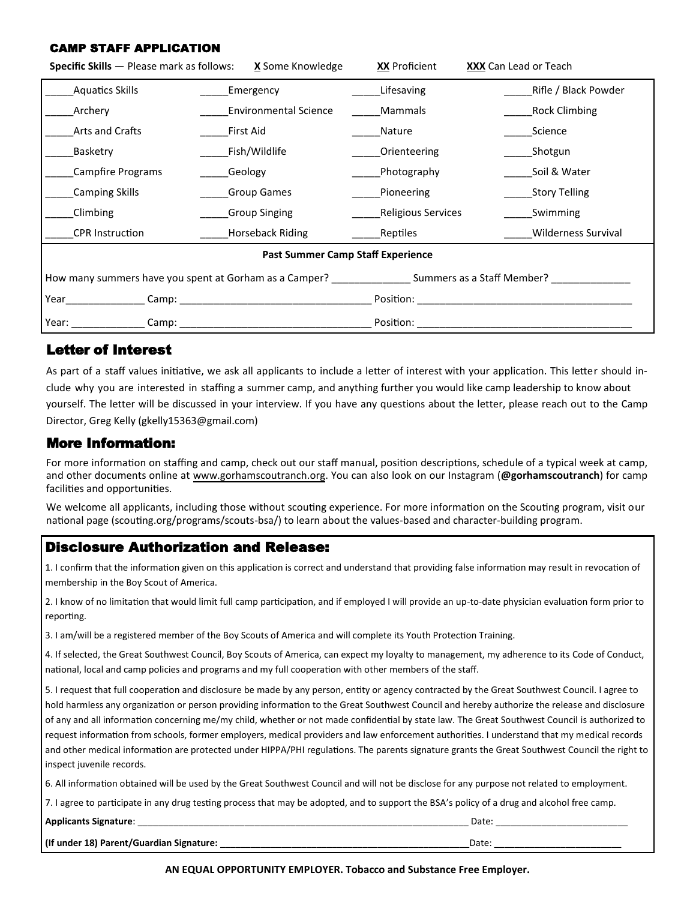## CAMP STAFF APPLICATION

**Specific Skills** — Please mark as follows: **X** Some Knowledge **XX** Proficient **XXX** Can Lead or Teach

| | | | |
|---|---|---|---|
| _____Aquatics Skills | _____Emergency | _____Lifesaving | _____Rifle / Black Powder |
| _____Archery | _____Environmental Science | _____Mammals | _____Rock Climbing |
| _____Arts and Crafts | _____First Aid | _____Nature | _____Science |
| _____Basketry | _____Fish/Wildlife | _____Orienteering | _____Shotgun |
| _____Campfire Programs | _____Geology | _____Photography | _____Soil & Water |
| _____Camping Skills | _____Group Games | _____Pioneering | _____Story Telling |
| _____Climbing | _____Group Singing | _____Religious Services | _____Swimming |
| _____CPR Instruction | _____Horseback Riding | _____Reptiles | _____Wilderness Survival |

**Past Summer Camp Staff Experience**

How many summers have you spent at Gorham as a Camper? _____________ Summers as a Staff Member? _____________

Year_____________ Camp: _________________________________ Position: _____________________________________

Year: ____________ Camp: _________________________________ Position: _____________________________________

## Letter of Interest

As part of a staff values initiative, we ask all applicants to include a letter of interest with your application. This letter should include why you are interested in staffing a summer camp, and anything further you would like camp leadership to know about yourself. The letter will be discussed in your interview. If you have any questions about the letter, please reach out to the Camp Director, Greg Kelly (gkelly15363@gmail.com)

## More Information:

For more information on staffing and camp, check out our staff manual, position descriptions, schedule of a typical week at camp, and other documents online at www.gorhamscoutranch.org. You can also look on our Instagram (**@gorhamscoutranch**) for camp facilities and opportunities.

We welcome all applicants, including those without scouting experience. For more information on the Scouting program, visit our national page (scouting.org/programs/scouts-bsa/) to learn about the values-based and character-building program.

## Disclosure Authorization and Release:

1. I confirm that the information given on this application is correct and understand that providing false information may result in revocation of membership in the Boy Scout of America.

2. I know of no limitation that would limit full camp participation, and if employed I will provide an up-to-date physician evaluation form prior to reporting.

3. I am/will be a registered member of the Boy Scouts of America and will complete its Youth Protection Training.

4. If selected, the Great Southwest Council, Boy Scouts of America, can expect my loyalty to management, my adherence to its Code of Conduct, national, local and camp policies and programs and my full cooperation with other members of the staff.

5. I request that full cooperation and disclosure be made by any person, entity or agency contracted by the Great Southwest Council. I agree to hold harmless any organization or person providing information to the Great Southwest Council and hereby authorize the release and disclosure of any and all information concerning me/my child, whether or not made confidential by state law. The Great Southwest Council is authorized to request information from schools, former employers, medical providers and law enforcement authorities. I understand that my medical records and other medical information are protected under HIPPA/PHI regulations. The parents signature grants the Great Southwest Council the right to inspect juvenile records.

6. All information obtained will be used by the Great Southwest Council and will not be disclose for any purpose not related to employment.

7. I agree to participate in any drug testing process that may be adopted, and to support the BSA's policy of a drug and alcohol free camp.

**Applicants Signature**: ________________________________________________________________ Date: _________________________

**(If under 18) Parent/Guardian Signature:** ______________________________________________Date: ________________________

**AN EQUAL OPPORTUNITY EMPLOYER. Tobacco and Substance Free Employer.**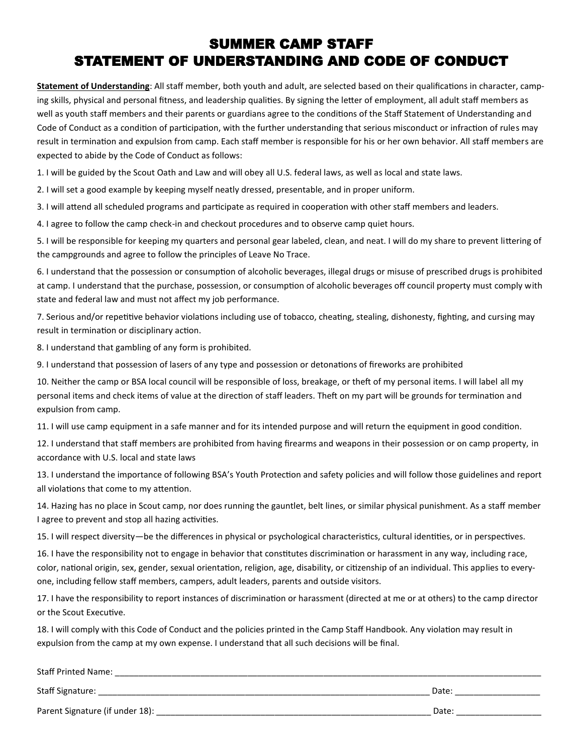# SUMMER CAMP STAFF
# STATEMENT OF UNDERSTANDING AND CODE OF CONDUCT

**Statement of Understanding**: All staff member, both youth and adult, are selected based on their qualifications in character, camping skills, physical and personal fitness, and leadership qualities. By signing the letter of employment, all adult staff members as well as youth staff members and their parents or guardians agree to the conditions of the Staff Statement of Understanding and Code of Conduct as a condition of participation, with the further understanding that serious misconduct or infraction of rules may result in termination and expulsion from camp. Each staff member is responsible for his or her own behavior. All staff members are expected to abide by the Code of Conduct as follows:

1. I will be guided by the Scout Oath and Law and will obey all U.S. federal laws, as well as local and state laws.

2. I will set a good example by keeping myself neatly dressed, presentable, and in proper uniform.

3. I will attend all scheduled programs and participate as required in cooperation with other staff members and leaders.

4. I agree to follow the camp check-in and checkout procedures and to observe camp quiet hours.

5. I will be responsible for keeping my quarters and personal gear labeled, clean, and neat. I will do my share to prevent littering of the campgrounds and agree to follow the principles of Leave No Trace.

6. I understand that the possession or consumption of alcoholic beverages, illegal drugs or misuse of prescribed drugs is prohibited at camp. I understand that the purchase, possession, or consumption of alcoholic beverages off council property must comply with state and federal law and must not affect my job performance.

7. Serious and/or repetitive behavior violations including use of tobacco, cheating, stealing, dishonesty, fighting, and cursing may result in termination or disciplinary action.

8. I understand that gambling of any form is prohibited.

9. I understand that possession of lasers of any type and possession or detonations of fireworks are prohibited

10. Neither the camp or BSA local council will be responsible of loss, breakage, or theft of my personal items. I will label all my personal items and check items of value at the direction of staff leaders. Theft on my part will be grounds for termination and expulsion from camp.

11. I will use camp equipment in a safe manner and for its intended purpose and will return the equipment in good condition.

12. I understand that staff members are prohibited from having firearms and weapons in their possession or on camp property, in accordance with U.S. local and state laws

13. I understand the importance of following BSA's Youth Protection and safety policies and will follow those guidelines and report all violations that come to my attention.

14. Hazing has no place in Scout camp, nor does running the gauntlet, belt lines, or similar physical punishment. As a staff member I agree to prevent and stop all hazing activities.

15. I will respect diversity—be the differences in physical or psychological characteristics, cultural identities, or in perspectives.

16. I have the responsibility not to engage in behavior that constitutes discrimination or harassment in any way, including race, color, national origin, sex, gender, sexual orientation, religion, age, disability, or citizenship of an individual. This applies to everyone, including fellow staff members, campers, adult leaders, parents and outside visitors.

17. I have the responsibility to report instances of discrimination or harassment (directed at me or at others) to the camp director or the Scout Executive.

18. I will comply with this Code of Conduct and the policies printed in the Camp Staff Handbook. Any violation may result in expulsion from the camp at my own expense. I understand that all such decisions will be final.

Staff Printed Name: ______________________________________________

Staff Signature: ______________________________________ Date: ______________

Parent Signature (if under 18): ______________________________ Date: ______________